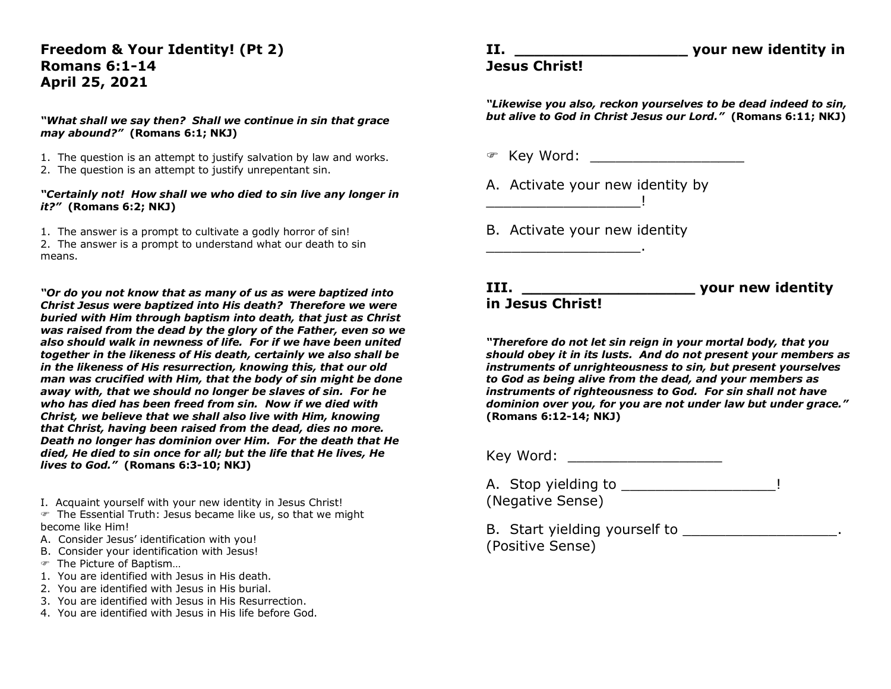# Freedom & Your Identity! (Pt 2)
# Romans 6:1-14
# April 25, 2021

***"What shall we say then? Shall we continue in sin that grace may abound?"*** **(Romans 6:1; NKJ)**

1. The question is an attempt to justify salvation by law and works.
2. The question is an attempt to justify unrepentant sin.

***"Certainly not! How shall we who died to sin live any longer in it?"*** **(Romans 6:2; NKJ)**

1. The answer is a prompt to cultivate a godly horror of sin!
2. The answer is a prompt to understand what our death to sin means.

***"Or do you not know that as many of us as were baptized into Christ Jesus were baptized into His death? Therefore we were buried with Him through baptism into death, that just as Christ was raised from the dead by the glory of the Father, even so we also should walk in newness of life. For if we have been united together in the likeness of His death, certainly we also shall be in the likeness of His resurrection, knowing this, that our old man was crucified with Him, that the body of sin might be done away with, that we should no longer be slaves of sin. For he who has died has been freed from sin. Now if we died with Christ, we believe that we shall also live with Him, knowing that Christ, having been raised from the dead, dies no more. Death no longer has dominion over Him. For the death that He died, He died to sin once for all; but the life that He lives, He lives to God."*** **(Romans 6:3-10; NKJ)**

I. Acquaint yourself with your new identity in Jesus Christ!

☞ The Essential Truth: Jesus became like us, so that we might become like Him!

A. Consider Jesus' identification with you!

B. Consider your identification with Jesus!

☞ The Picture of Baptism…

1. You are identified with Jesus in His death.
2. You are identified with Jesus in His burial.
3. You are identified with Jesus in His Resurrection.
4. You are identified with Jesus in His life before God.

## II. __________________ your new identity in Jesus Christ!

***"Likewise you also, reckon yourselves to be dead indeed to sin, but alive to God in Christ Jesus our Lord."*** **(Romans 6:11; NKJ)**

☞ Key Word: __________________

A. Activate your new identity by __________________!

B. Activate your new identity __________________.

## III. __________________ your new identity in Jesus Christ!

***"Therefore do not let sin reign in your mortal body, that you should obey it in its lusts. And do not present your members as instruments of unrighteousness to sin, but present yourselves to God as being alive from the dead, and your members as instruments of righteousness to God. For sin shall not have dominion over you, for you are not under law but under grace."*** **(Romans 6:12-14; NKJ)**

Key Word: __________________

A. Stop yielding to __________________!
(Negative Sense)

B. Start yielding yourself to __________________.
(Positive Sense)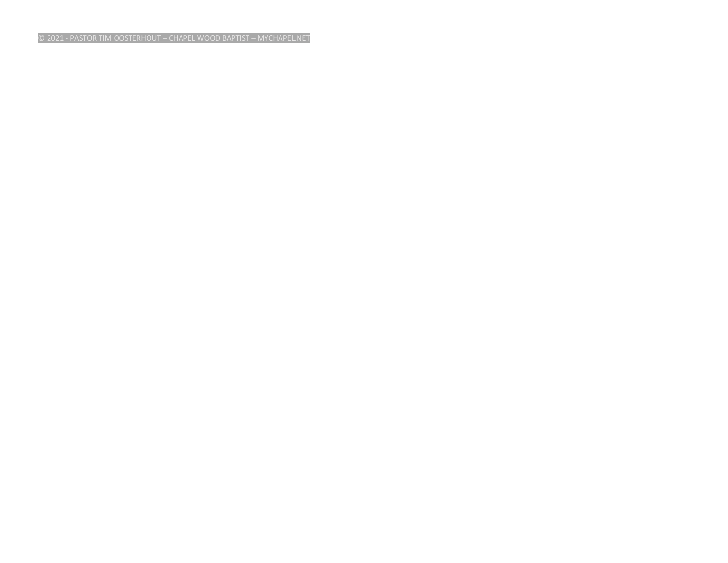© 2021 - PASTOR TIM OOSTERHOUT – CHAPEL WOOD BAPTIST – MYCHAPEL.NET